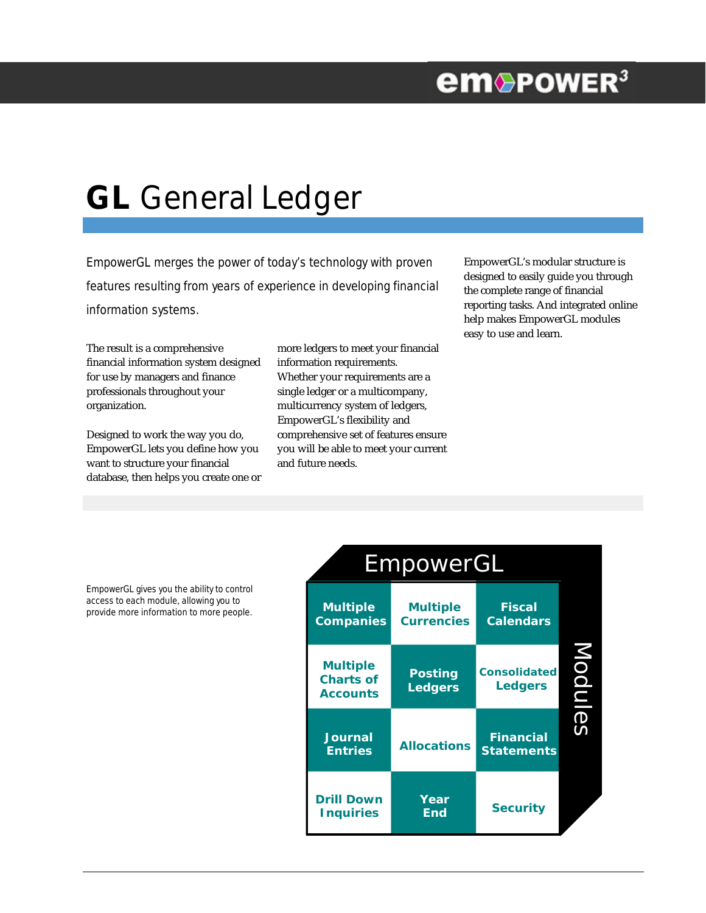# **GL** General Ledger

EmpowerGL merges the power of today's technology with proven features resulting from years of experience in developing financial information systems.

The result is a comprehensive financial information system designed for use by managers and finance professionals throughout your organization.

Designed to work the way you do, EmpowerGL lets you define how you want to structure your financial database, then helps you create one or more ledgers to meet your financial information requirements. Whether your requirements are a single ledger or a multicompany, multicurrency system of ledgers, EmpowerGL's flexibility and comprehensive set of features ensure you will be able to meet your current and future needs.

EmpowerGL's modular structure is designed to easily guide you through the complete range of financial reporting tasks. And integrated online help makes EmpowerGL modules easy to use and learn.

EmpowerGL gives you the ability to control access to each module, allowing you to provide more information to more people.

**EmpowerGL Modules**

| | | |
|---|---|---|
| Multiple Companies | Multiple Currencies | Fiscal Calendars |
| Multiple Charts of Accounts | Posting Ledgers | Consolidated Ledgers |
| Journal Entries | Allocations | Financial Statements |
| Drill Down Inquiries | Year End | Security |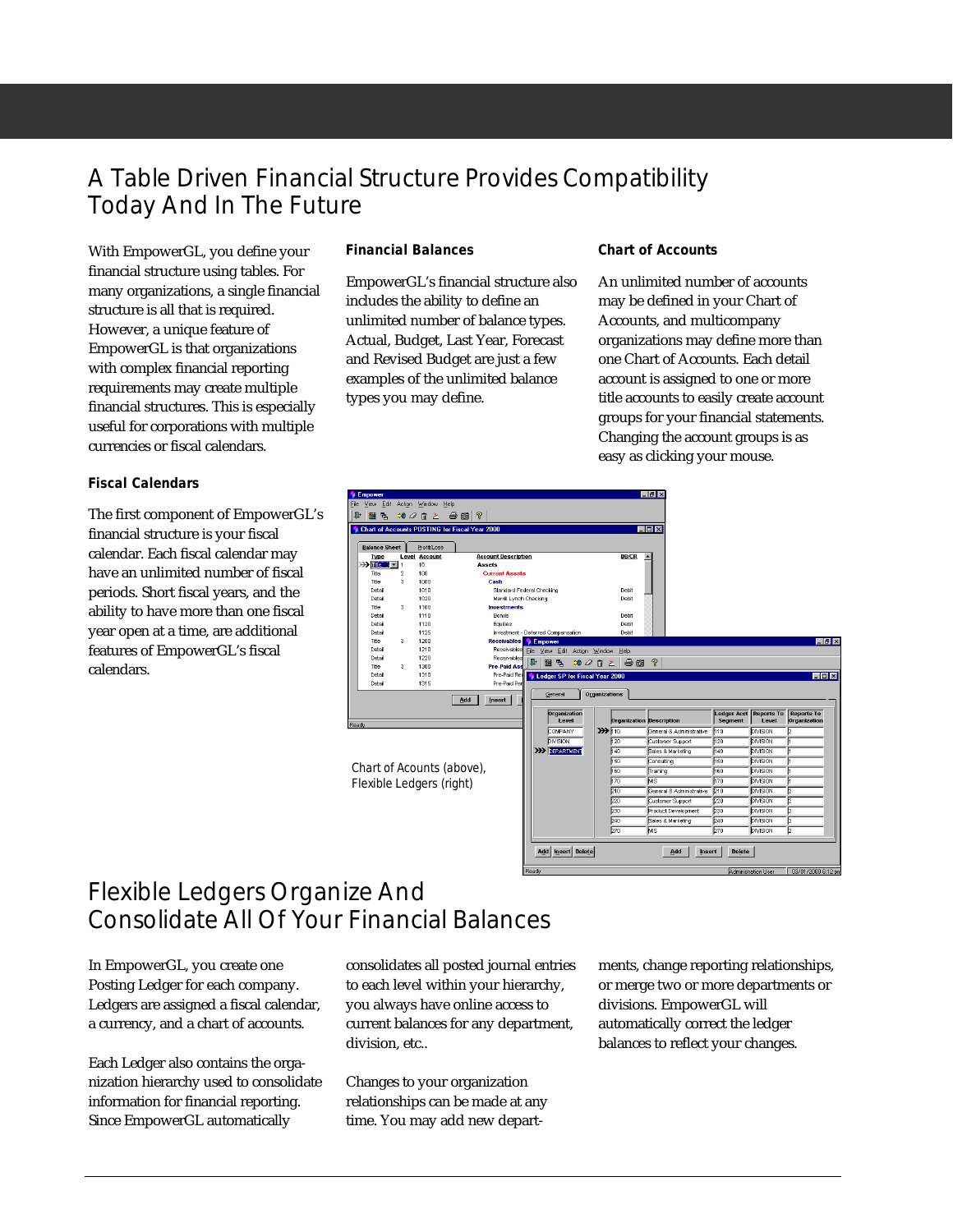# A Table Driven Financial Structure Provides Compatibility Today And In The Future

With EmpowerGL, you define your financial structure using tables. For many organizations, a single financial structure is all that is required. However, a unique feature of EmpowerGL is that organizations with complex financial reporting requirements may create multiple financial structures. This is especially useful for corporations with multiple currencies or fiscal calendars.

### Fiscal Calendars

The first component of EmpowerGL's financial structure is your fiscal calendar. Each fiscal calendar may have an unlimited number of fiscal periods. Short fiscal years, and the ability to have more than one fiscal year open at a time, are additional features of EmpowerGL's fiscal calendars.

### Financial Balances

EmpowerGL's financial structure also includes the ability to define an unlimited number of balance types. Actual, Budget, Last Year, Forecast and Revised Budget are just a few examples of the unlimited balance types you may define.

### Chart of Accounts

An unlimited number of accounts may be defined in your Chart of Accounts, and multicompany organizations may define more than one Chart of Accounts. Each detail account is assigned to one or more title accounts to easily create account groups for your financial statements. Changing the account groups is as easy as clicking your mouse.

Chart of Acounts (above), Flexible Ledgers (right)

# Flexible Ledgers Organize And Consolidate All Of Your Financial Balances

In EmpowerGL, you create one Posting Ledger for each company. Ledgers are assigned a fiscal calendar, a currency, and a chart of accounts.

Each Ledger also contains the organization hierarchy used to consolidate information for financial reporting. Since EmpowerGL automatically consolidates all posted journal entries to each level within your hierarchy, you always have online access to current balances for any department, division, etc..

Changes to your organization relationships can be made at any time. You may add new departments, change reporting relationships, or merge two or more departments or divisions. EmpowerGL will automatically correct the ledger balances to reflect your changes.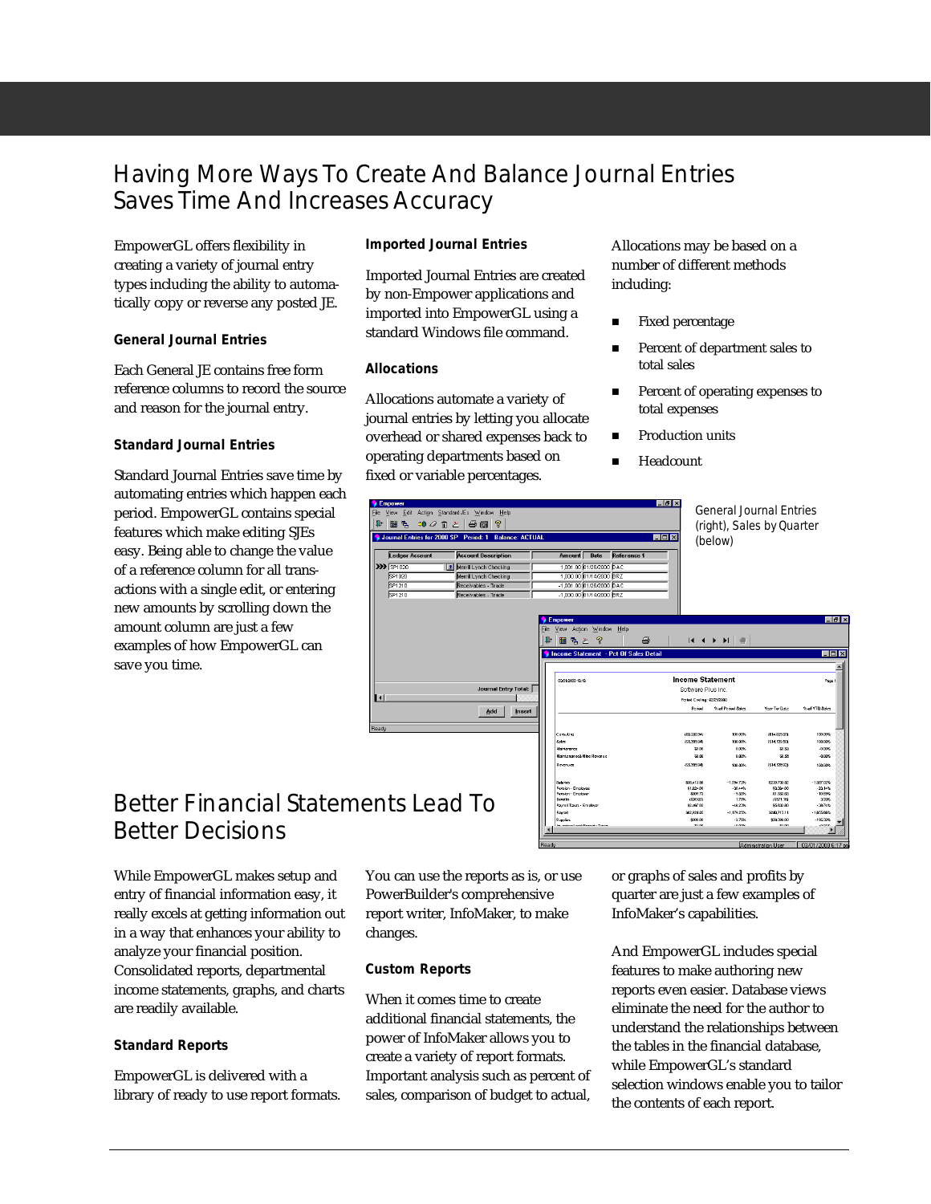# Having More Ways To Create And Balance Journal Entries Saves Time And Increases Accuracy

EmpowerGL offers flexibility in creating a variety of journal entry types including the ability to automatically copy or reverse any posted JE.

### General Journal Entries

Each General JE contains free form reference columns to record the source and reason for the journal entry.

### Standard Journal Entries

Standard Journal Entries save time by automating entries which happen each period. EmpowerGL contains special features which make editing SJEs easy. Being able to change the value of a reference column for all transactions with a single edit, or entering new amounts by scrolling down the amount column are just a few examples of how EmpowerGL can save you time.

### Imported Journal Entries

Imported Journal Entries are created by non-Empower applications and imported into EmpowerGL using a standard Windows file command.

### Allocations

Allocations automate a variety of journal entries by letting you allocate overhead or shared expenses back to operating departments based on fixed or variable percentages.

Allocations may be based on a number of different methods including:

- Fixed percentage
- Percent of department sales to total sales
- Percent of operating expenses to total expenses
- Production units
- Headcount

General Journal Entries (right), Sales by Quarter (below)

# Better Financial Statements Lead To Better Decisions

While EmpowerGL makes setup and entry of financial information easy, it really excels at getting information out in a way that enhances your ability to analyze your financial position. Consolidated reports, departmental income statements, graphs, and charts are readily available.

### Standard Reports

EmpowerGL is delivered with a library of ready to use report formats. You can use the reports as is, or use PowerBuilder's comprehensive report writer, InfoMaker, to make changes.

### Custom Reports

When it comes time to create additional financial statements, the power of InfoMaker allows you to create a variety of report formats. Important analysis such as percent of sales, comparison of budget to actual, or graphs of sales and profits by quarter are just a few examples of InfoMaker's capabilities.

And EmpowerGL includes special features to make authoring new reports even easier. Database views eliminate the need for the author to understand the relationships between the tables in the financial database, while EmpowerGL's standard selection windows enable you to tailor the contents of each report.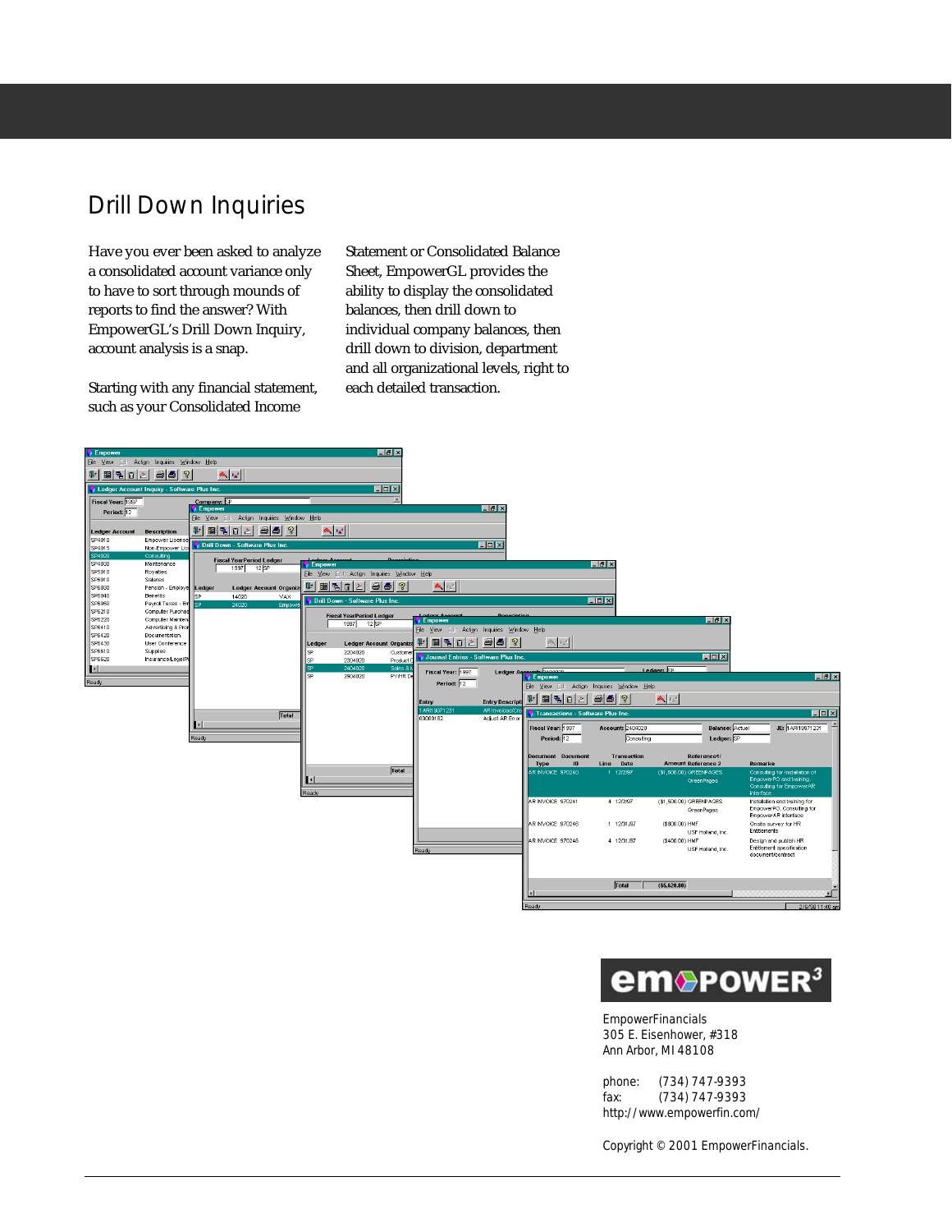## Drill Down Inquiries

Have you ever been asked to analyze a consolidated account variance only to have to sort through mounds of reports to find the answer? With EmpowerGL's Drill Down Inquiry, account analysis is a snap.

Starting with any financial statement, such as your Consolidated Income Statement or Consolidated Balance Sheet, EmpowerGL provides the ability to display the consolidated balances, then drill down to individual company balances, then drill down to division, department and all organizational levels, right to each detailed transaction.

EmpowerFinancials
305 E. Eisenhower, #318
Ann Arbor, MI 48108

phone: (734) 747-9393
fax: (734) 747-9393
http://www.empowerfin.com/

Copyright © 2001 EmpowerFinancials.